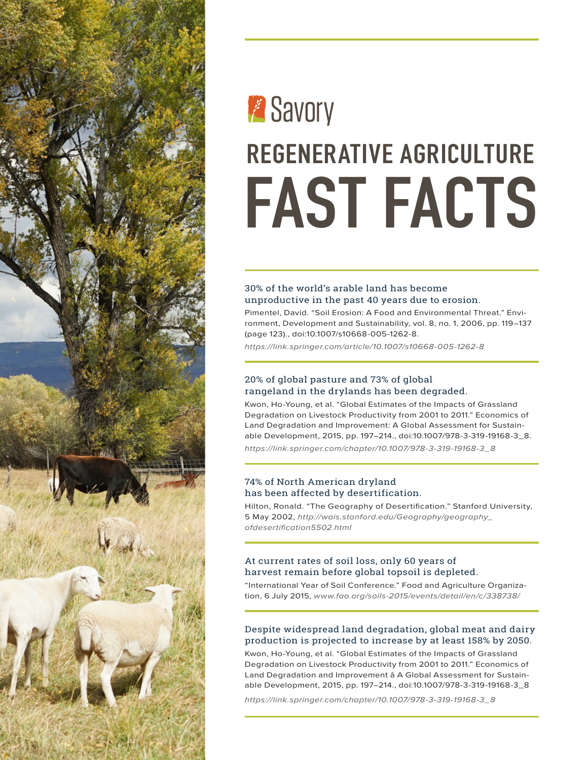Savory

# REGENERATIVE AGRICULTURE FAST FACTS

### 30% of the world's arable land has become unproductive in the past 40 years due to erosion.

Pimentel, David. "Soil Erosion: A Food and Environmental Threat." Environment, Development and Sustainability, vol. 8, no. 1, 2006, pp. 119–137 (page 123)., doi:10.1007/s10668-005-1262-8.

*https://link.springer.com/article/10.1007/s10668-005-1262-8*

### 20% of global pasture and 73% of global rangeland in the drylands has been degraded.

Kwon, Ho-Young, et al. "Global Estimates of the Impacts of Grassland Degradation on Livestock Productivity from 2001 to 2011." Economics of Land Degradation and Improvement: A Global Assessment for Sustainable Development, 2015, pp. 197–214., doi:10.1007/978-3-319-19168-3_8.

*https://link.springer.com/chapter/10.1007/978-3-319-19168-3_8*

### 74% of North American dryland has been affected by desertification.

Hilton, Ronald. "The Geography of Desertification." Stanford University, 5 May 2002, *http://wais.stanford.edu/Geography/geography_ofdesertification5502.html*

### At current rates of soil loss, only 60 years of harvest remain before global topsoil is depleted.

"International Year of Soil Conference." Food and Agriculture Organization, 6 July 2015, *www.fao.org/soils-2015/events/detail/en/c/338738/*

### Despite widespread land degradation, global meat and dairy production is projected to increase by at least 158% by 2050.

Kwon, Ho-Young, et al. "Global Estimates of the Impacts of Grassland Degradation on Livestock Productivity from 2001 to 2011." Economics of Land Degradation and Improvement â A Global Assessment for Sustainable Development, 2015, pp. 197–214., doi:10.1007/978-3-319-19168-3_8

*https://link.springer.com/chapter/10.1007/978-3-319-19168-3_8*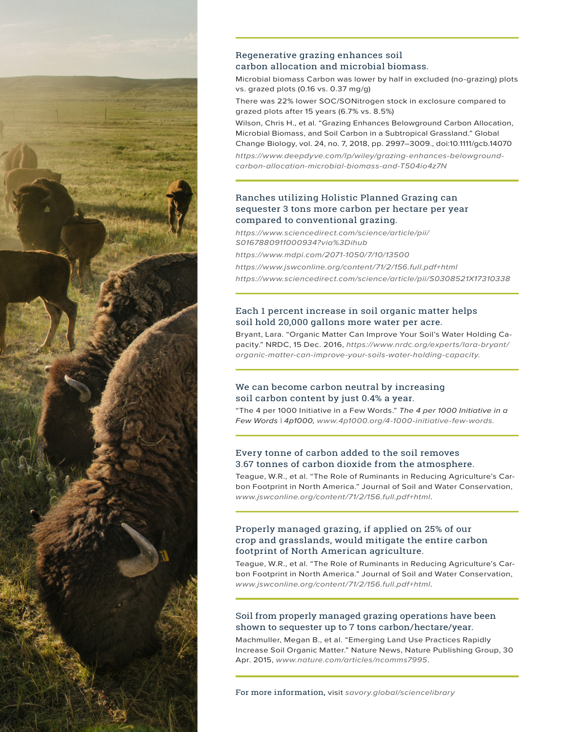### Regenerative grazing enhances soil carbon allocation and microbial biomass.

Microbial biomass Carbon was lower by half in excluded (no-grazing) plots vs. grazed plots (0.16 vs. 0.37 mg/g)

There was 22% lower SOC/SONitrogen stock in exclosure compared to grazed plots after 15 years (6.7% vs. 8.5%)

Wilson, Chris H., et al. "Grazing Enhances Belowground Carbon Allocation, Microbial Biomass, and Soil Carbon in a Subtropical Grassland." Global Change Biology, vol. 24, no. 7, 2018, pp. 2997–3009., doi:10.1111/gcb.14070

*https://www.deepdyve.com/lp/wiley/grazing-enhances-belowground-carbon-allocation-microbial-biomass-and-T504io4z7N*

### Ranches utilizing Holistic Planned Grazing can sequester 3 tons more carbon per hectare per year compared to conventional grazing.

*https://www.sciencedirect.com/science/article/pii/S0167880911000934?via%3Dihub*

*https://www.mdpi.com/2071-1050/7/10/13500*

*https://www.jswconline.org/content/71/2/156.full.pdf+html*

*https://www.sciencedirect.com/science/article/pii/S0308521X17310338*

### Each 1 percent increase in soil organic matter helps soil hold 20,000 gallons more water per acre.

Bryant, Lara. "Organic Matter Can Improve Your Soil's Water Holding Capacity." NRDC, 15 Dec. 2016, *https://www.nrdc.org/experts/lara-bryant/organic-matter-can-improve-your-soils-water-holding-capacity.*

### We can become carbon neutral by increasing soil carbon content by just 0.4% a year.

"The 4 per 1000 Initiative in a Few Words." *The 4 per 1000 Initiative in a Few Words | 4p1000, www.4p1000.org/4-1000-initiative-few-words.*

### Every tonne of carbon added to the soil removes 3.67 tonnes of carbon dioxide from the atmosphere.

Teague, W.R., et al. "The Role of Ruminants in Reducing Agriculture's Carbon Footprint in North America." Journal of Soil and Water Conservation, *www.jswconline.org/content/71/2/156.full.pdf+html.*

### Properly managed grazing, if applied on 25% of our crop and grasslands, would mitigate the entire carbon footprint of North American agriculture.

Teague, W.R., et al. "The Role of Ruminants in Reducing Agriculture's Carbon Footprint in North America." Journal of Soil and Water Conservation, *www.jswconline.org/content/71/2/156.full.pdf+html.*

### Soil from properly managed grazing operations have been shown to sequester up to 7 tons carbon/hectare/year.

Machmuller, Megan B., et al. "Emerging Land Use Practices Rapidly Increase Soil Organic Matter." Nature News, Nature Publishing Group, 30 Apr. 2015, *www.nature.com/articles/ncomms7995.*

For more information, visit *savory.global/sciencelibrary*